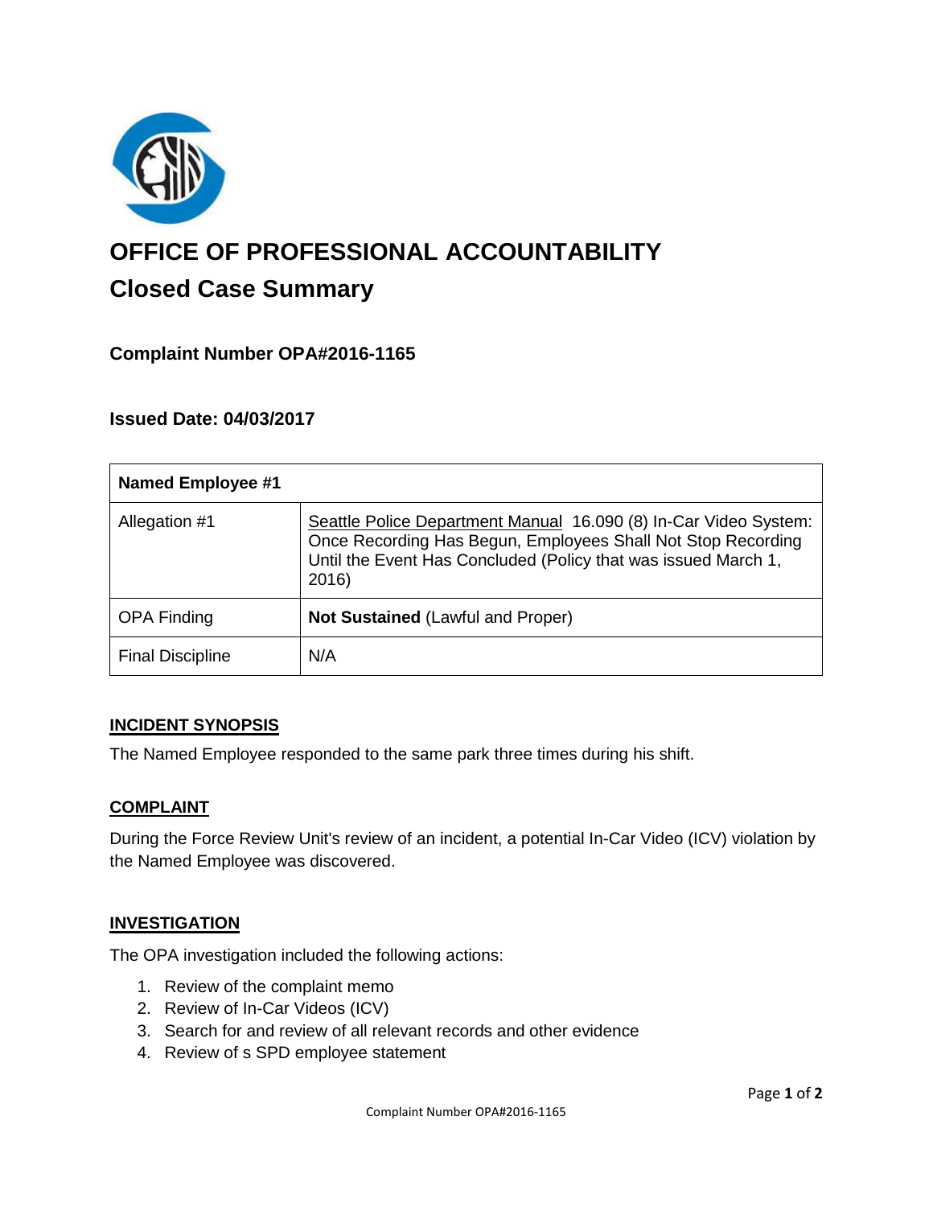# OFFICE OF PROFESSIONAL ACCOUNTABILITY

## Closed Case Summary

### Complaint Number OPA#2016-1165

### Issued Date: 04/03/2017

| Named Employee #1 | |
|---|---|
| Allegation #1 | Seattle Police Department Manual 16.090 (8) In-Car Video System: Once Recording Has Begun, Employees Shall Not Stop Recording Until the Event Has Concluded (Policy that was issued March 1, 2016) |
| OPA Finding | **Not Sustained** (Lawful and Proper) |
| Final Discipline | N/A |

**INCIDENT SYNOPSIS**

The Named Employee responded to the same park three times during his shift.

**COMPLAINT**

During the Force Review Unit's review of an incident, a potential In-Car Video (ICV) violation by the Named Employee was discovered.

**INVESTIGATION**

The OPA investigation included the following actions:

1. Review of the complaint memo
2. Review of In-Car Videos (ICV)
3. Search for and review of all relevant records and other evidence
4. Review of s SPD employee statement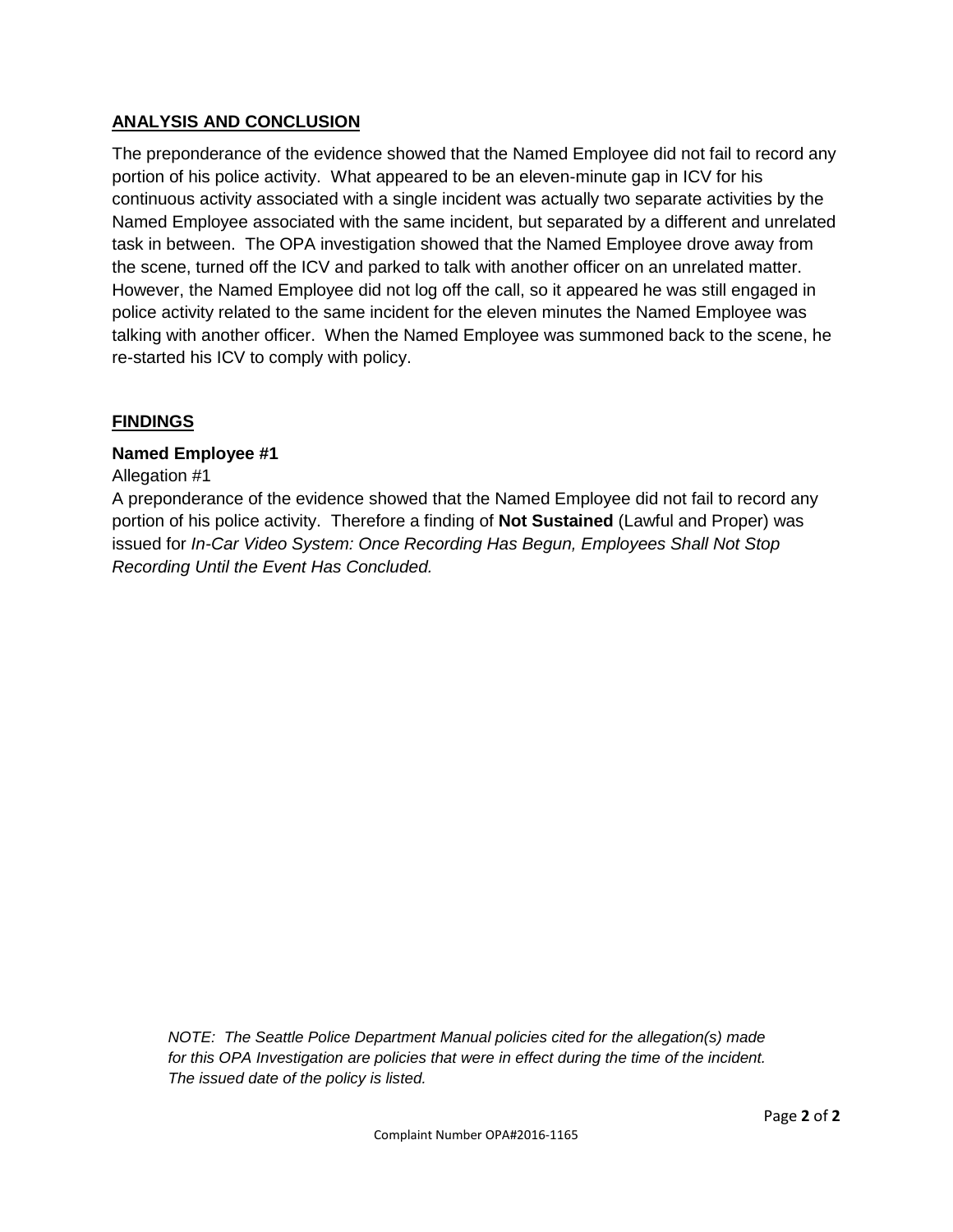## ANALYSIS AND CONCLUSION

The preponderance of the evidence showed that the Named Employee did not fail to record any portion of his police activity. What appeared to be an eleven-minute gap in ICV for his continuous activity associated with a single incident was actually two separate activities by the Named Employee associated with the same incident, but separated by a different and unrelated task in between. The OPA investigation showed that the Named Employee drove away from the scene, turned off the ICV and parked to talk with another officer on an unrelated matter. However, the Named Employee did not log off the call, so it appeared he was still engaged in police activity related to the same incident for the eleven minutes the Named Employee was talking with another officer. When the Named Employee was summoned back to the scene, he re-started his ICV to comply with policy.

## FINDINGS

**Named Employee #1**

Allegation #1

A preponderance of the evidence showed that the Named Employee did not fail to record any portion of his police activity. Therefore a finding of **Not Sustained** (Lawful and Proper) was issued for *In-Car Video System: Once Recording Has Begun, Employees Shall Not Stop Recording Until the Event Has Concluded.*

*NOTE: The Seattle Police Department Manual policies cited for the allegation(s) made for this OPA Investigation are policies that were in effect during the time of the incident. The issued date of the policy is listed.*

Complaint Number OPA#2016-1165